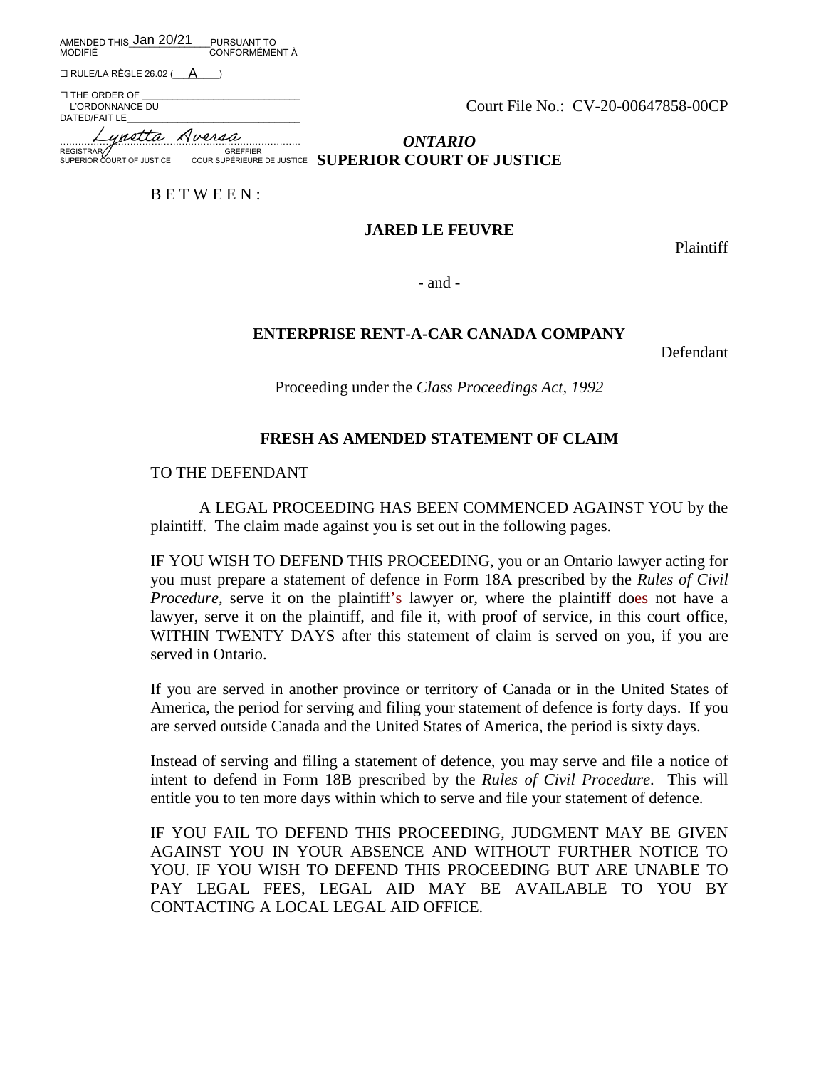AMENDED THIS Jan 20/21 PURSUANT TO
MODIFIÉ CONFORMÉMENT À

☐ RULE/LA RÈGLE 26.02 ( A )

☐ THE ORDER OF
L'ORDONNANCE DU
DATED/FAIT LE

Lynetta Aversa
REGISTRAR GREFFIER
SUPERIOR COURT OF JUSTICE COUR SUPÉRIEURE DE JUSTICE

Court File No.: CV-20-00647858-00CP

***ONTARIO***
**SUPERIOR COURT OF JUSTICE**

B E T W E E N :

**JARED LE FEUVRE**

Plaintiff

\- and -

**ENTERPRISE RENT-A-CAR CANADA COMPANY**

Defendant

Proceeding under the *Class Proceedings Act, 1992*

**FRESH AS AMENDED STATEMENT OF CLAIM**

TO THE DEFENDANT

A LEGAL PROCEEDING HAS BEEN COMMENCED AGAINST YOU by the plaintiff. The claim made against you is set out in the following pages.

IF YOU WISH TO DEFEND THIS PROCEEDING, you or an Ontario lawyer acting for you must prepare a statement of defence in Form 18A prescribed by the *Rules of Civil Procedure*, serve it on the plaintiff's lawyer or, where the plaintiff does not have a lawyer, serve it on the plaintiff, and file it, with proof of service, in this court office, WITHIN TWENTY DAYS after this statement of claim is served on you, if you are served in Ontario.

If you are served in another province or territory of Canada or in the United States of America, the period for serving and filing your statement of defence is forty days. If you are served outside Canada and the United States of America, the period is sixty days.

Instead of serving and filing a statement of defence, you may serve and file a notice of intent to defend in Form 18B prescribed by the *Rules of Civil Procedure*. This will entitle you to ten more days within which to serve and file your statement of defence.

IF YOU FAIL TO DEFEND THIS PROCEEDING, JUDGMENT MAY BE GIVEN AGAINST YOU IN YOUR ABSENCE AND WITHOUT FURTHER NOTICE TO YOU. IF YOU WISH TO DEFEND THIS PROCEEDING BUT ARE UNABLE TO PAY LEGAL FEES, LEGAL AID MAY BE AVAILABLE TO YOU BY CONTACTING A LOCAL LEGAL AID OFFICE.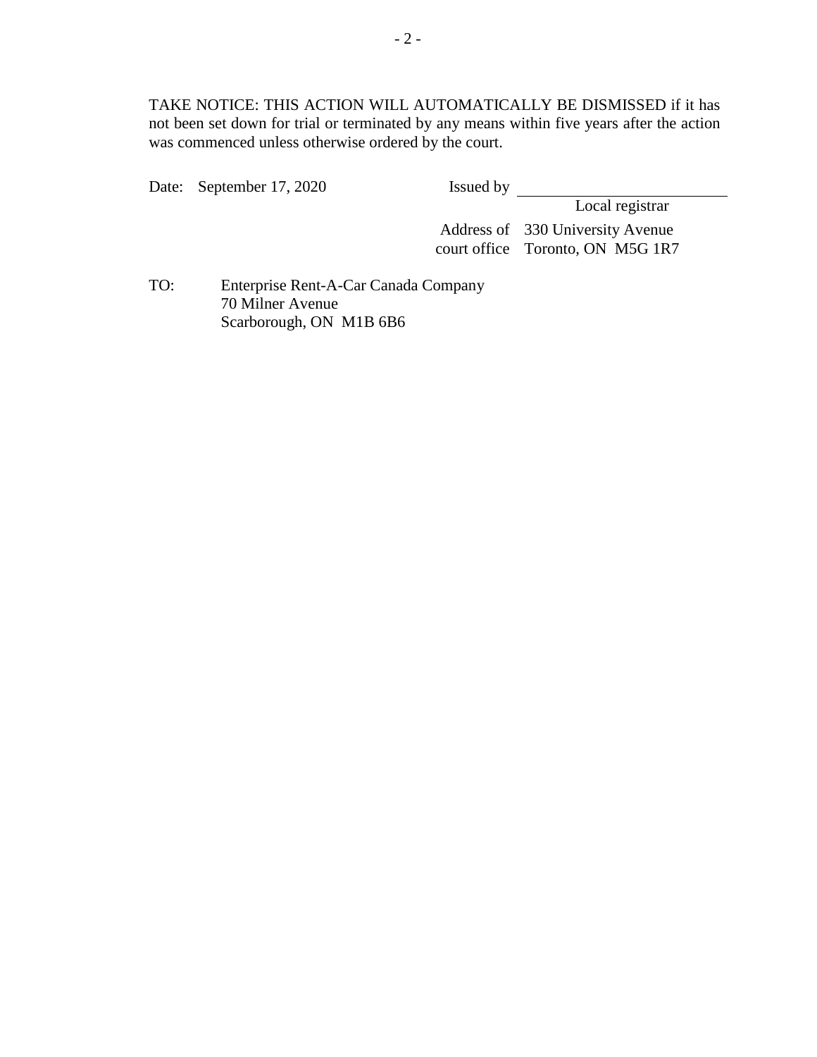TAKE NOTICE: THIS ACTION WILL AUTOMATICALLY BE DISMISSED if it has not been set down for trial or terminated by any means within five years after the action was commenced unless otherwise ordered by the court.

Date: September 17, 2020

Issued by \_\_\_\_\_\_\_\_\_\_\_\_\_\_\_\_\_\_\_\_\_\_\_\_\_\_
Local registrar

Address of court office: 330 University Avenue
Toronto, ON M5G 1R7

TO: Enterprise Rent-A-Car Canada Company
70 Milner Avenue
Scarborough, ON M1B 6B6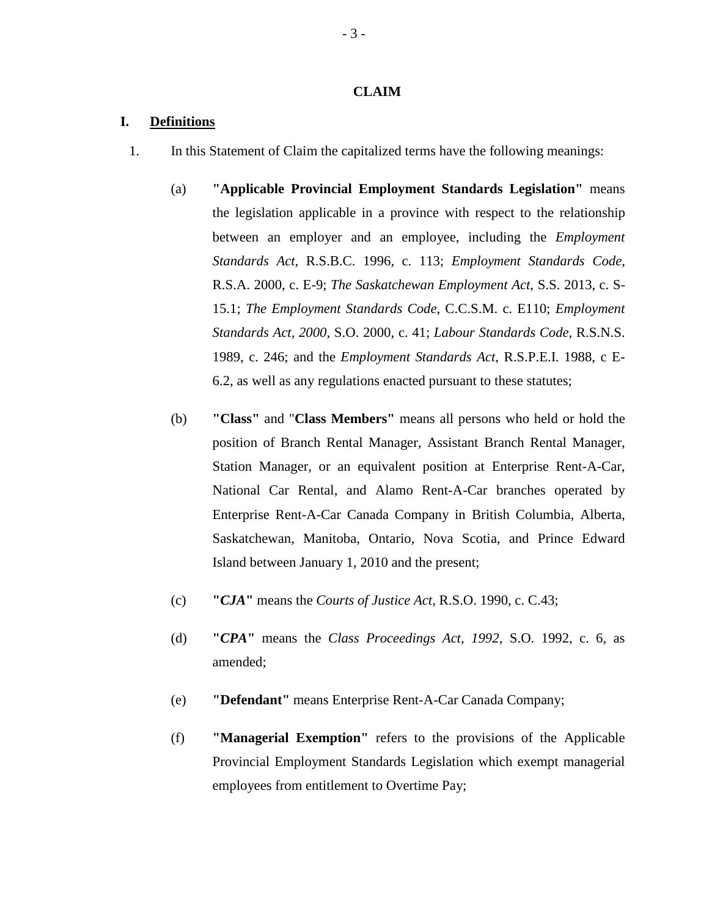## CLAIM

### I. Definitions

1. In this Statement of Claim the capitalized terms have the following meanings:

   (a) **"Applicable Provincial Employment Standards Legislation"** means the legislation applicable in a province with respect to the relationship between an employer and an employee, including the *Employment Standards Act*, R.S.B.C. 1996, c. 113; *Employment Standards Code*, R.S.A. 2000, c. E-9; *The Saskatchewan Employment Act*, S.S. 2013, c. S-15.1; *The Employment Standards Code*, C.C.S.M. c. E110; *Employment Standards Act, 2000*, S.O. 2000, c. 41; *Labour Standards Code*, R.S.N.S. 1989, c. 246; and the *Employment Standards Act*, R.S.P.E.I. 1988, c E-6.2, as well as any regulations enacted pursuant to these statutes;

   (b) **"Class"** and "**Class Members"** means all persons who held or hold the position of Branch Rental Manager, Assistant Branch Rental Manager, Station Manager, or an equivalent position at Enterprise Rent-A-Car, National Car Rental, and Alamo Rent-A-Car branches operated by Enterprise Rent-A-Car Canada Company in British Columbia, Alberta, Saskatchewan, Manitoba, Ontario, Nova Scotia, and Prince Edward Island between January 1, 2010 and the present;

   (c) **"*CJA*"** means the *Courts of Justice Act*, R.S.O. 1990, c. C.43;

   (d) **"*CPA*"** means the *Class Proceedings Act, 1992*, S.O. 1992, c. 6, as amended;

   (e) **"Defendant"** means Enterprise Rent-A-Car Canada Company;

   (f) **"Managerial Exemption"** refers to the provisions of the Applicable Provincial Employment Standards Legislation which exempt managerial employees from entitlement to Overtime Pay;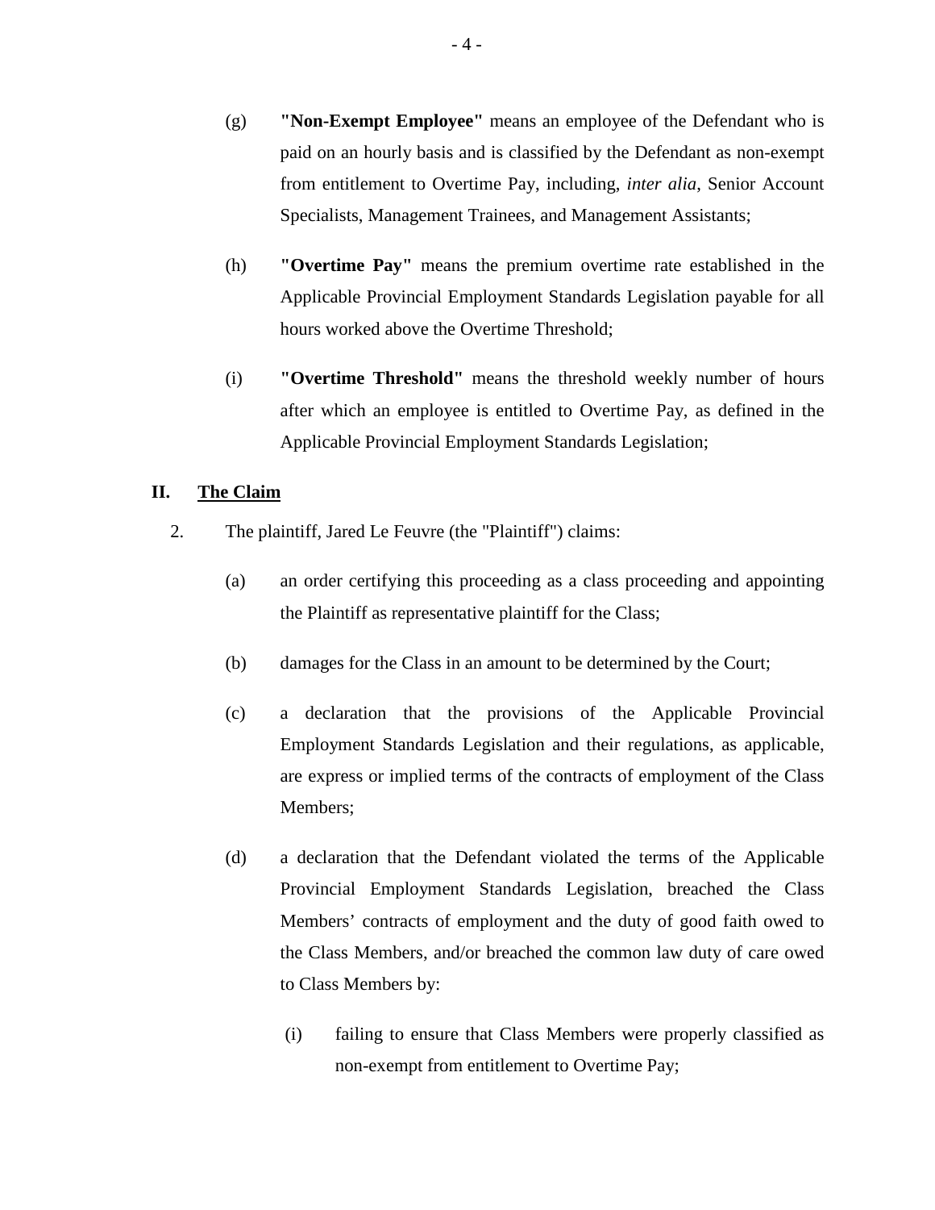(g) **"Non-Exempt Employee"** means an employee of the Defendant who is paid on an hourly basis and is classified by the Defendant as non-exempt from entitlement to Overtime Pay, including, *inter alia*, Senior Account Specialists, Management Trainees, and Management Assistants;

(h) **"Overtime Pay"** means the premium overtime rate established in the Applicable Provincial Employment Standards Legislation payable for all hours worked above the Overtime Threshold;

(i) **"Overtime Threshold"** means the threshold weekly number of hours after which an employee is entitled to Overtime Pay, as defined in the Applicable Provincial Employment Standards Legislation;

## II. The Claim

2. The plaintiff, Jared Le Feuvre (the "Plaintiff") claims:

   (a) an order certifying this proceeding as a class proceeding and appointing the Plaintiff as representative plaintiff for the Class;

   (b) damages for the Class in an amount to be determined by the Court;

   (c) a declaration that the provisions of the Applicable Provincial Employment Standards Legislation and their regulations, as applicable, are express or implied terms of the contracts of employment of the Class Members;

   (d) a declaration that the Defendant violated the terms of the Applicable Provincial Employment Standards Legislation, breached the Class Members' contracts of employment and the duty of good faith owed to the Class Members, and/or breached the common law duty of care owed to Class Members by:

      (i) failing to ensure that Class Members were properly classified as non-exempt from entitlement to Overtime Pay;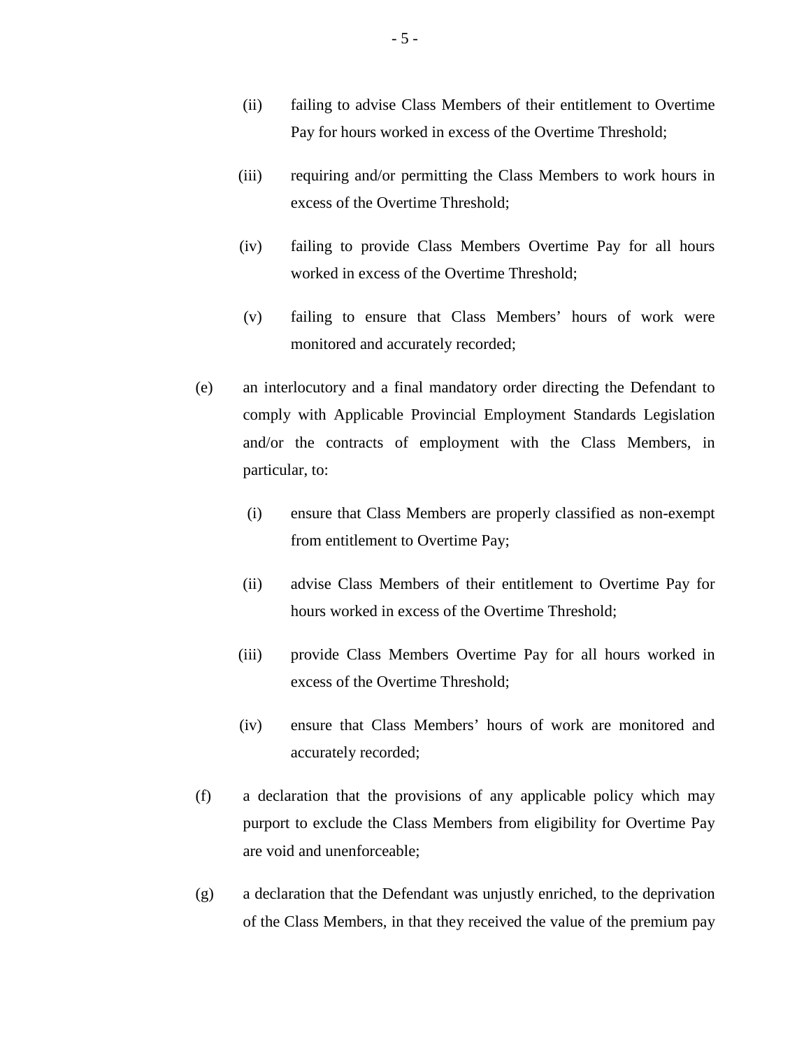(ii) failing to advise Class Members of their entitlement to Overtime Pay for hours worked in excess of the Overtime Threshold;

   (iii) requiring and/or permitting the Class Members to work hours in excess of the Overtime Threshold;

   (iv) failing to provide Class Members Overtime Pay for all hours worked in excess of the Overtime Threshold;

   (v) failing to ensure that Class Members' hours of work were monitored and accurately recorded;

(e) an interlocutory and a final mandatory order directing the Defendant to comply with Applicable Provincial Employment Standards Legislation and/or the contracts of employment with the Class Members, in particular, to:

   (i) ensure that Class Members are properly classified as non-exempt from entitlement to Overtime Pay;

   (ii) advise Class Members of their entitlement to Overtime Pay for hours worked in excess of the Overtime Threshold;

   (iii) provide Class Members Overtime Pay for all hours worked in excess of the Overtime Threshold;

   (iv) ensure that Class Members' hours of work are monitored and accurately recorded;

(f) a declaration that the provisions of any applicable policy which may purport to exclude the Class Members from eligibility for Overtime Pay are void and unenforceable;

(g) a declaration that the Defendant was unjustly enriched, to the deprivation of the Class Members, in that they received the value of the premium pay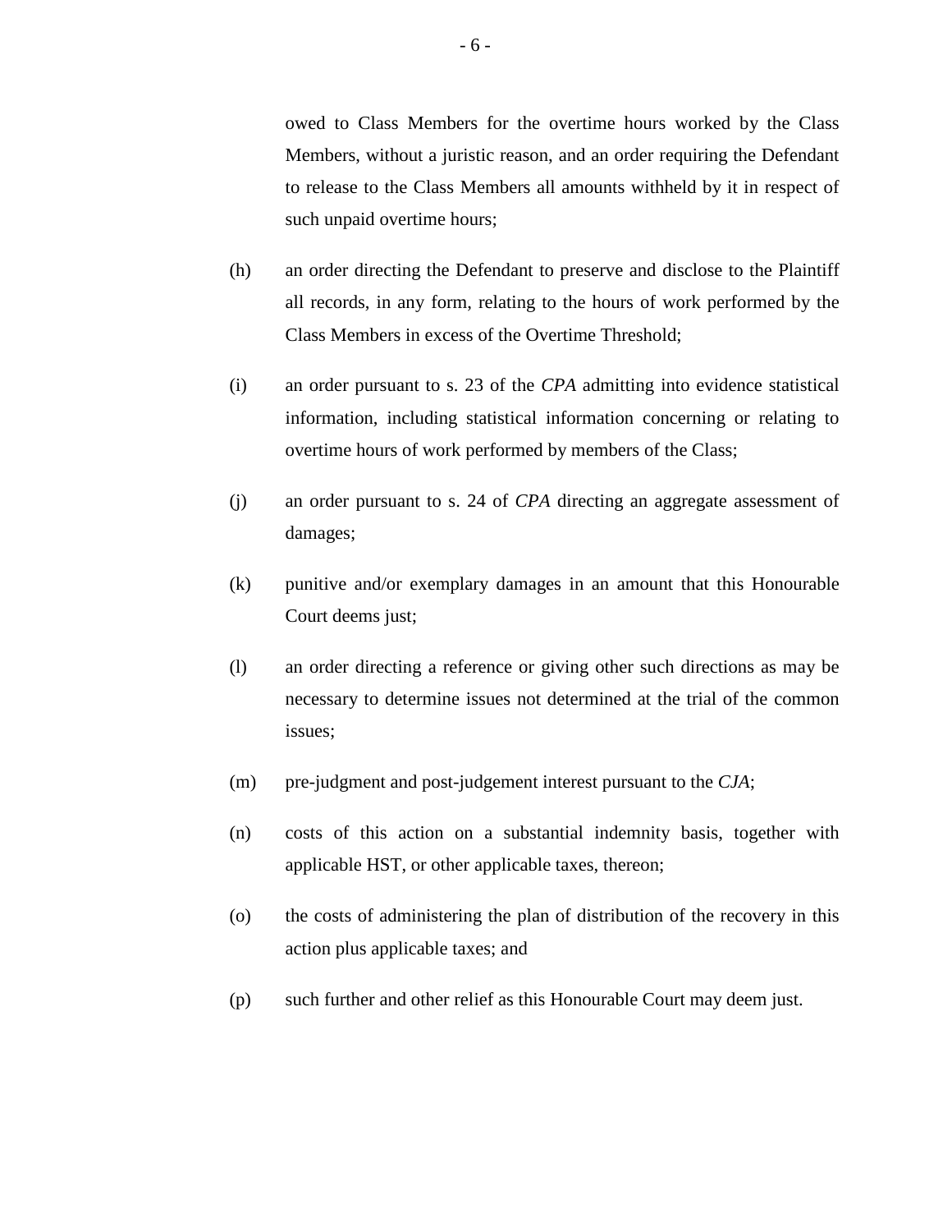owed to Class Members for the overtime hours worked by the Class Members, without a juristic reason, and an order requiring the Defendant to release to the Class Members all amounts withheld by it in respect of such unpaid overtime hours;

(h) an order directing the Defendant to preserve and disclose to the Plaintiff all records, in any form, relating to the hours of work performed by the Class Members in excess of the Overtime Threshold;

(i) an order pursuant to s. 23 of the *CPA* admitting into evidence statistical information, including statistical information concerning or relating to overtime hours of work performed by members of the Class;

(j) an order pursuant to s. 24 of *CPA* directing an aggregate assessment of damages;

(k) punitive and/or exemplary damages in an amount that this Honourable Court deems just;

(l) an order directing a reference or giving other such directions as may be necessary to determine issues not determined at the trial of the common issues;

(m) pre-judgment and post-judgement interest pursuant to the *CJA*;

(n) costs of this action on a substantial indemnity basis, together with applicable HST, or other applicable taxes, thereon;

(o) the costs of administering the plan of distribution of the recovery in this action plus applicable taxes; and

(p) such further and other relief as this Honourable Court may deem just.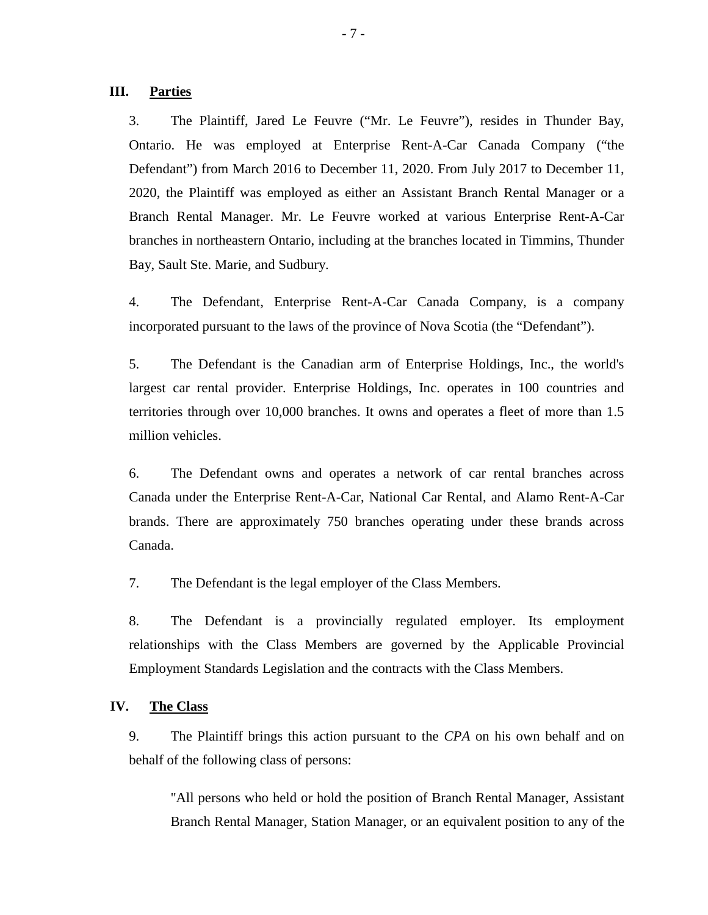## III. Parties

3. The Plaintiff, Jared Le Feuvre ("Mr. Le Feuvre"), resides in Thunder Bay, Ontario. He was employed at Enterprise Rent-A-Car Canada Company ("the Defendant") from March 2016 to December 11, 2020. From July 2017 to December 11, 2020, the Plaintiff was employed as either an Assistant Branch Rental Manager or a Branch Rental Manager. Mr. Le Feuvre worked at various Enterprise Rent-A-Car branches in northeastern Ontario, including at the branches located in Timmins, Thunder Bay, Sault Ste. Marie, and Sudbury.

4. The Defendant, Enterprise Rent-A-Car Canada Company, is a company incorporated pursuant to the laws of the province of Nova Scotia (the "Defendant").

5. The Defendant is the Canadian arm of Enterprise Holdings, Inc., the world's largest car rental provider. Enterprise Holdings, Inc. operates in 100 countries and territories through over 10,000 branches. It owns and operates a fleet of more than 1.5 million vehicles.

6. The Defendant owns and operates a network of car rental branches across Canada under the Enterprise Rent-A-Car, National Car Rental, and Alamo Rent-A-Car brands. There are approximately 750 branches operating under these brands across Canada.

7. The Defendant is the legal employer of the Class Members.

8. The Defendant is a provincially regulated employer. Its employment relationships with the Class Members are governed by the Applicable Provincial Employment Standards Legislation and the contracts with the Class Members.

## IV. The Class

9. The Plaintiff brings this action pursuant to the *CPA* on his own behalf and on behalf of the following class of persons:

> "All persons who held or hold the position of Branch Rental Manager, Assistant Branch Rental Manager, Station Manager, or an equivalent position to any of the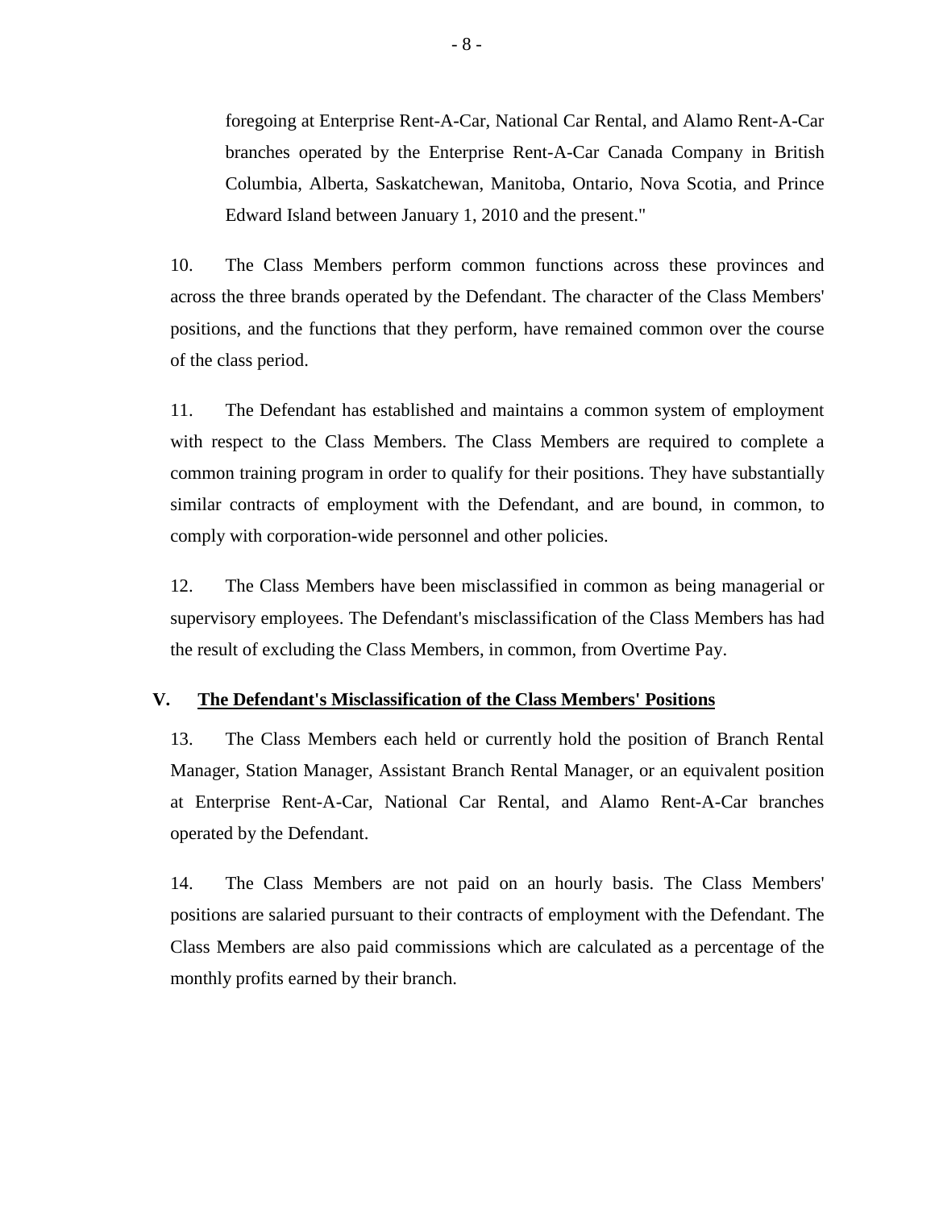foregoing at Enterprise Rent-A-Car, National Car Rental, and Alamo Rent-A-Car branches operated by the Enterprise Rent-A-Car Canada Company in British Columbia, Alberta, Saskatchewan, Manitoba, Ontario, Nova Scotia, and Prince Edward Island between January 1, 2010 and the present."

10. The Class Members perform common functions across these provinces and across the three brands operated by the Defendant. The character of the Class Members' positions, and the functions that they perform, have remained common over the course of the class period.

11. The Defendant has established and maintains a common system of employment with respect to the Class Members. The Class Members are required to complete a common training program in order to qualify for their positions. They have substantially similar contracts of employment with the Defendant, and are bound, in common, to comply with corporation-wide personnel and other policies.

12. The Class Members have been misclassified in common as being managerial or supervisory employees. The Defendant's misclassification of the Class Members has had the result of excluding the Class Members, in common, from Overtime Pay.

## V. <u>The Defendant's Misclassification of the Class Members' Positions</u>

13. The Class Members each held or currently hold the position of Branch Rental Manager, Station Manager, Assistant Branch Rental Manager, or an equivalent position at Enterprise Rent-A-Car, National Car Rental, and Alamo Rent-A-Car branches operated by the Defendant.

14. The Class Members are not paid on an hourly basis. The Class Members' positions are salaried pursuant to their contracts of employment with the Defendant. The Class Members are also paid commissions which are calculated as a percentage of the monthly profits earned by their branch.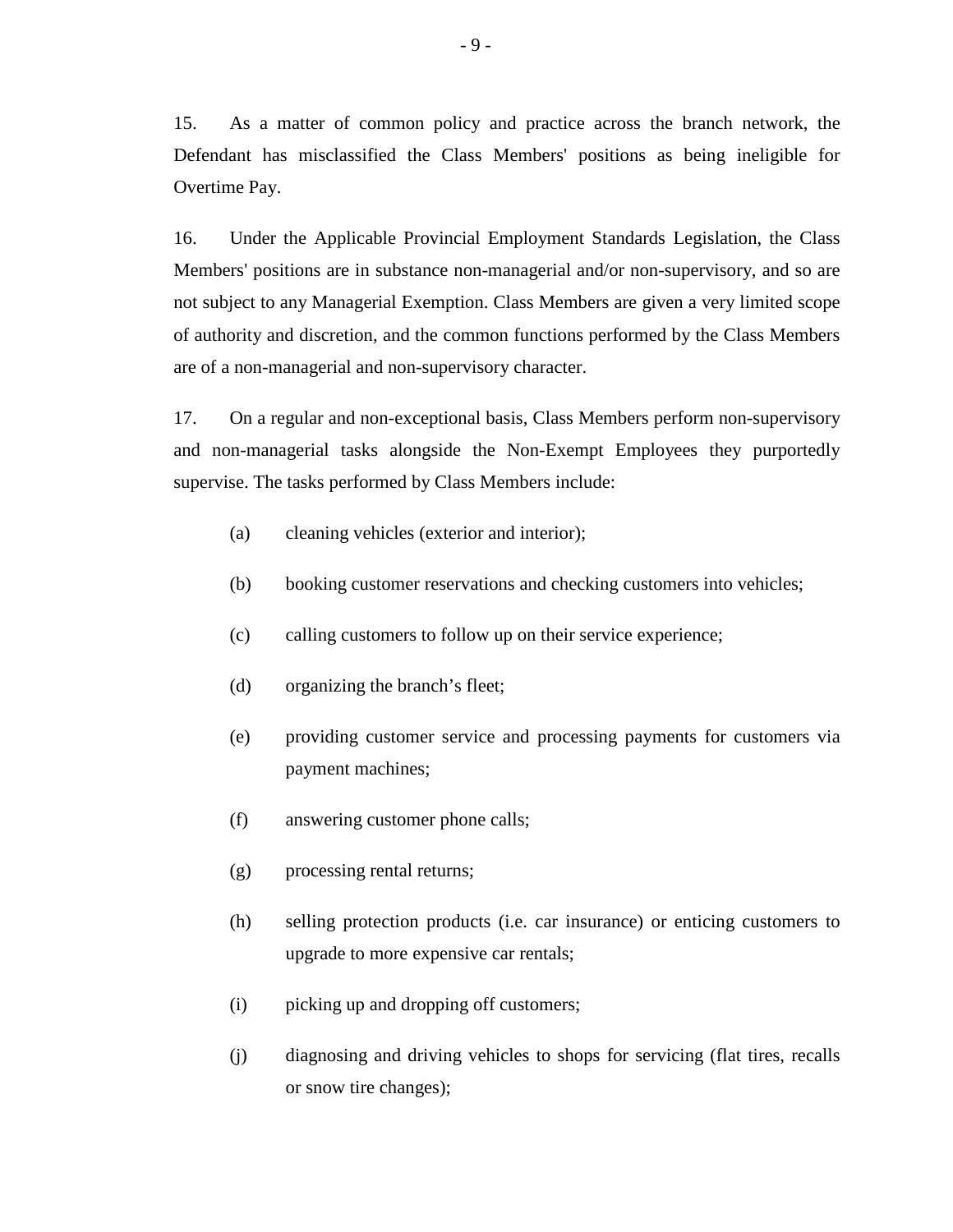15. As a matter of common policy and practice across the branch network, the Defendant has misclassified the Class Members' positions as being ineligible for Overtime Pay.

16. Under the Applicable Provincial Employment Standards Legislation, the Class Members' positions are in substance non-managerial and/or non-supervisory, and so are not subject to any Managerial Exemption. Class Members are given a very limited scope of authority and discretion, and the common functions performed by the Class Members are of a non-managerial and non-supervisory character.

17. On a regular and non-exceptional basis, Class Members perform non-supervisory and non-managerial tasks alongside the Non-Exempt Employees they purportedly supervise. The tasks performed by Class Members include:

(a) cleaning vehicles (exterior and interior);

(b) booking customer reservations and checking customers into vehicles;

(c) calling customers to follow up on their service experience;

(d) organizing the branch's fleet;

(e) providing customer service and processing payments for customers via payment machines;

(f) answering customer phone calls;

(g) processing rental returns;

(h) selling protection products (i.e. car insurance) or enticing customers to upgrade to more expensive car rentals;

(i) picking up and dropping off customers;

(j) diagnosing and driving vehicles to shops for servicing (flat tires, recalls or snow tire changes);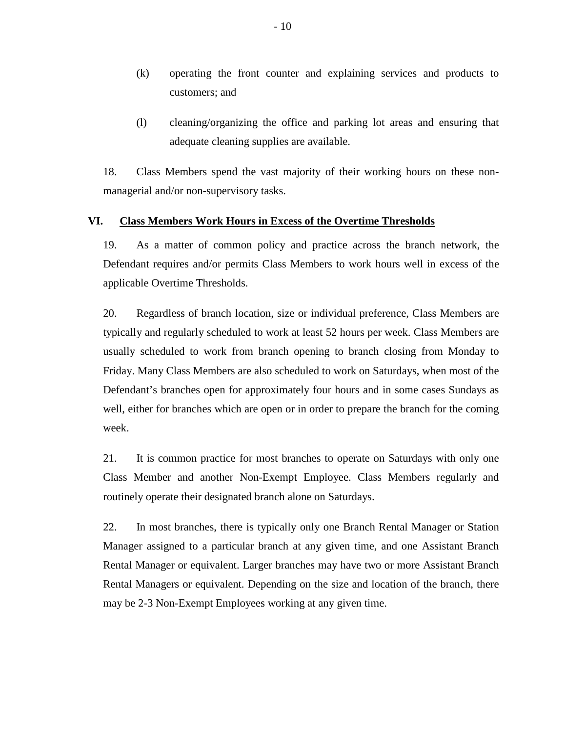(k) operating the front counter and explaining services and products to customers; and

(l) cleaning/organizing the office and parking lot areas and ensuring that adequate cleaning supplies are available.

18. Class Members spend the vast majority of their working hours on these non-managerial and/or non-supervisory tasks.

## VI. Class Members Work Hours in Excess of the Overtime Thresholds

19. As a matter of common policy and practice across the branch network, the Defendant requires and/or permits Class Members to work hours well in excess of the applicable Overtime Thresholds.

20. Regardless of branch location, size or individual preference, Class Members are typically and regularly scheduled to work at least 52 hours per week. Class Members are usually scheduled to work from branch opening to branch closing from Monday to Friday. Many Class Members are also scheduled to work on Saturdays, when most of the Defendant's branches open for approximately four hours and in some cases Sundays as well, either for branches which are open or in order to prepare the branch for the coming week.

21. It is common practice for most branches to operate on Saturdays with only one Class Member and another Non-Exempt Employee. Class Members regularly and routinely operate their designated branch alone on Saturdays.

22. In most branches, there is typically only one Branch Rental Manager or Station Manager assigned to a particular branch at any given time, and one Assistant Branch Rental Manager or equivalent. Larger branches may have two or more Assistant Branch Rental Managers or equivalent. Depending on the size and location of the branch, there may be 2-3 Non-Exempt Employees working at any given time.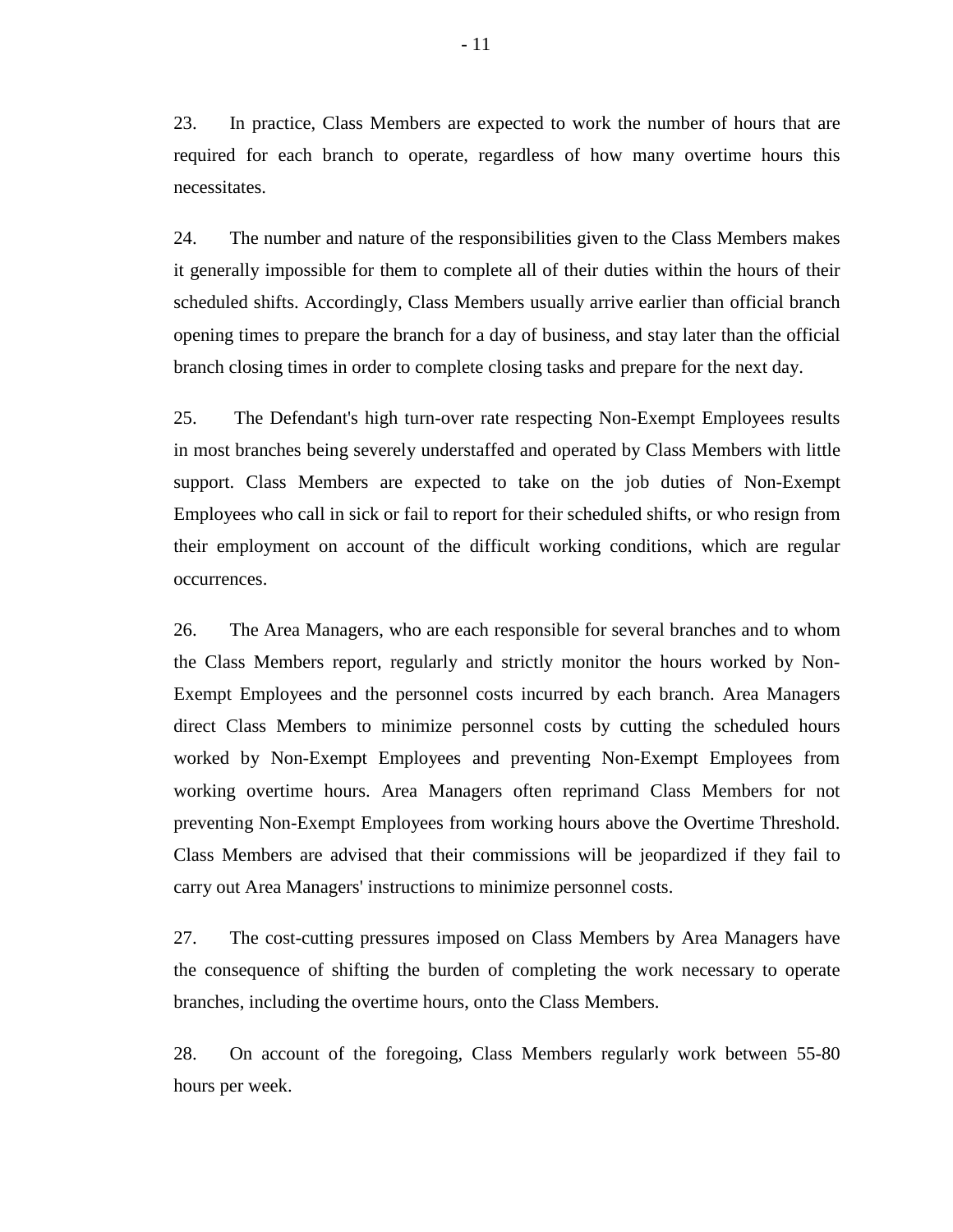23. In practice, Class Members are expected to work the number of hours that are required for each branch to operate, regardless of how many overtime hours this necessitates.

24. The number and nature of the responsibilities given to the Class Members makes it generally impossible for them to complete all of their duties within the hours of their scheduled shifts. Accordingly, Class Members usually arrive earlier than official branch opening times to prepare the branch for a day of business, and stay later than the official branch closing times in order to complete closing tasks and prepare for the next day.

25. The Defendant's high turn-over rate respecting Non-Exempt Employees results in most branches being severely understaffed and operated by Class Members with little support. Class Members are expected to take on the job duties of Non-Exempt Employees who call in sick or fail to report for their scheduled shifts, or who resign from their employment on account of the difficult working conditions, which are regular occurrences.

26. The Area Managers, who are each responsible for several branches and to whom the Class Members report, regularly and strictly monitor the hours worked by Non-Exempt Employees and the personnel costs incurred by each branch. Area Managers direct Class Members to minimize personnel costs by cutting the scheduled hours worked by Non-Exempt Employees and preventing Non-Exempt Employees from working overtime hours. Area Managers often reprimand Class Members for not preventing Non-Exempt Employees from working hours above the Overtime Threshold. Class Members are advised that their commissions will be jeopardized if they fail to carry out Area Managers' instructions to minimize personnel costs.

27. The cost-cutting pressures imposed on Class Members by Area Managers have the consequence of shifting the burden of completing the work necessary to operate branches, including the overtime hours, onto the Class Members.

28. On account of the foregoing, Class Members regularly work between 55-80 hours per week.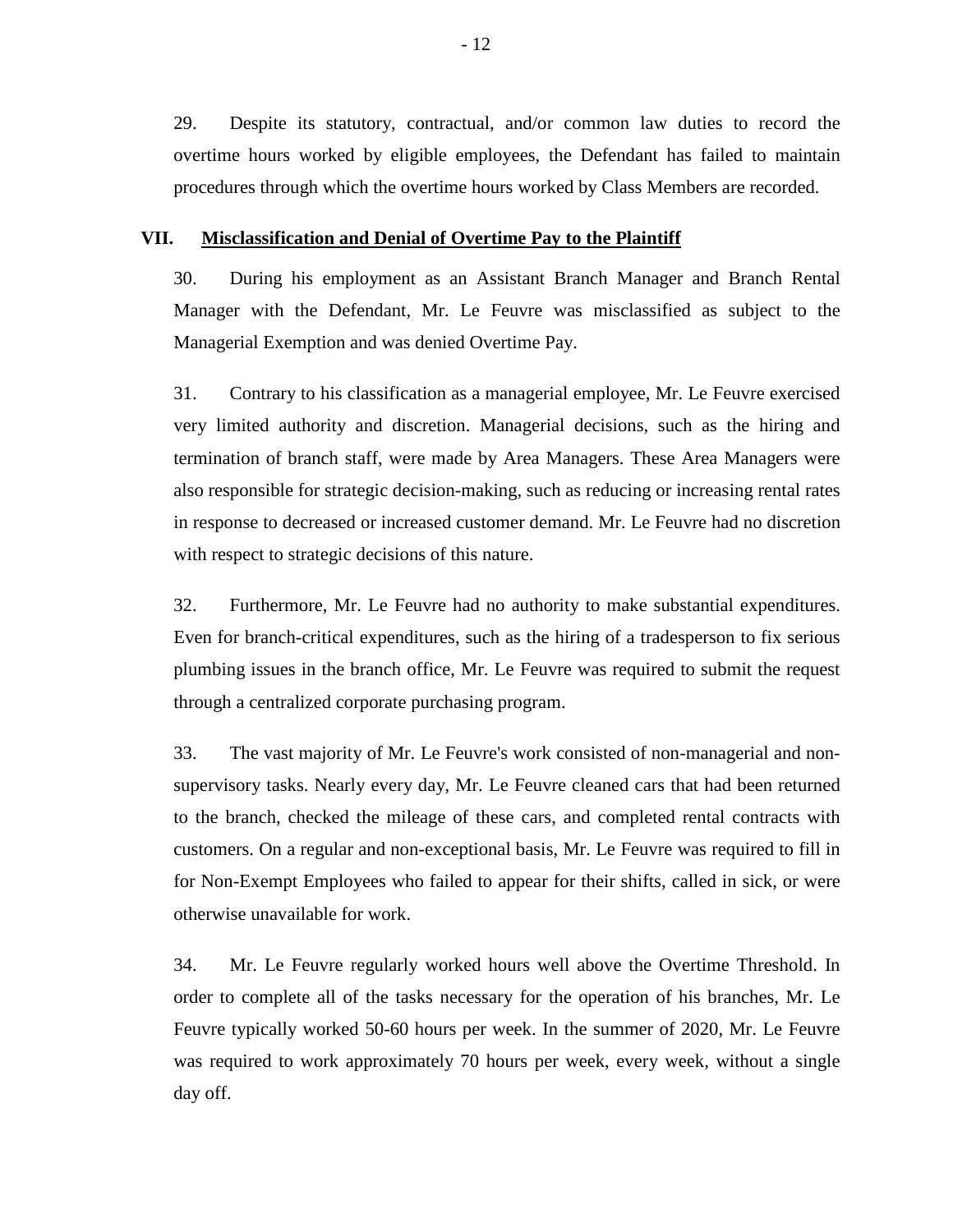29. Despite its statutory, contractual, and/or common law duties to record the overtime hours worked by eligible employees, the Defendant has failed to maintain procedures through which the overtime hours worked by Class Members are recorded.

## VII. Misclassification and Denial of Overtime Pay to the Plaintiff

30. During his employment as an Assistant Branch Manager and Branch Rental Manager with the Defendant, Mr. Le Feuvre was misclassified as subject to the Managerial Exemption and was denied Overtime Pay.

31. Contrary to his classification as a managerial employee, Mr. Le Feuvre exercised very limited authority and discretion. Managerial decisions, such as the hiring and termination of branch staff, were made by Area Managers. These Area Managers were also responsible for strategic decision-making, such as reducing or increasing rental rates in response to decreased or increased customer demand. Mr. Le Feuvre had no discretion with respect to strategic decisions of this nature.

32. Furthermore, Mr. Le Feuvre had no authority to make substantial expenditures. Even for branch-critical expenditures, such as the hiring of a tradesperson to fix serious plumbing issues in the branch office, Mr. Le Feuvre was required to submit the request through a centralized corporate purchasing program.

33. The vast majority of Mr. Le Feuvre's work consisted of non-managerial and non-supervisory tasks. Nearly every day, Mr. Le Feuvre cleaned cars that had been returned to the branch, checked the mileage of these cars, and completed rental contracts with customers. On a regular and non-exceptional basis, Mr. Le Feuvre was required to fill in for Non-Exempt Employees who failed to appear for their shifts, called in sick, or were otherwise unavailable for work.

34. Mr. Le Feuvre regularly worked hours well above the Overtime Threshold. In order to complete all of the tasks necessary for the operation of his branches, Mr. Le Feuvre typically worked 50-60 hours per week. In the summer of 2020, Mr. Le Feuvre was required to work approximately 70 hours per week, every week, without a single day off.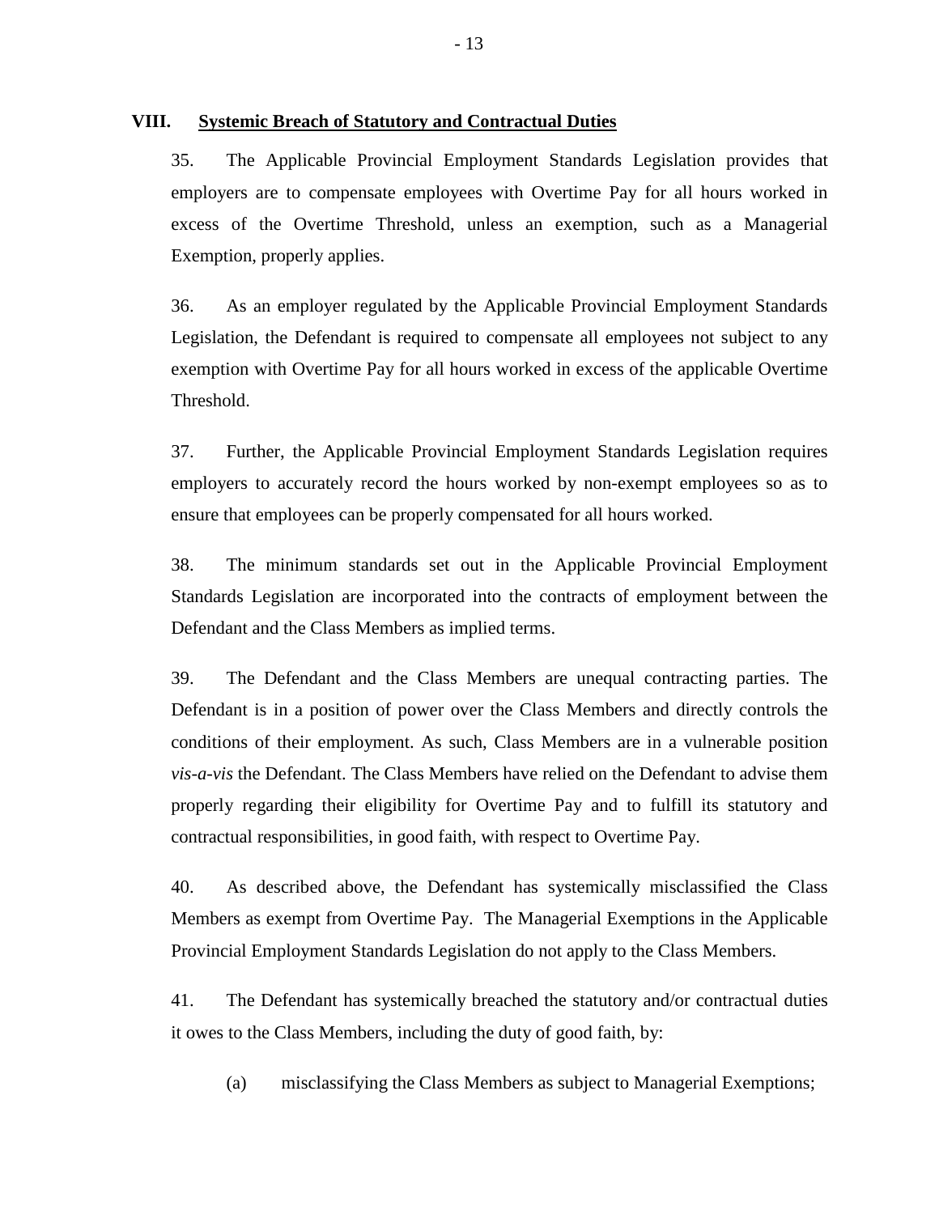## VIII. Systemic Breach of Statutory and Contractual Duties

35. The Applicable Provincial Employment Standards Legislation provides that employers are to compensate employees with Overtime Pay for all hours worked in excess of the Overtime Threshold, unless an exemption, such as a Managerial Exemption, properly applies.

36. As an employer regulated by the Applicable Provincial Employment Standards Legislation, the Defendant is required to compensate all employees not subject to any exemption with Overtime Pay for all hours worked in excess of the applicable Overtime Threshold.

37. Further, the Applicable Provincial Employment Standards Legislation requires employers to accurately record the hours worked by non-exempt employees so as to ensure that employees can be properly compensated for all hours worked.

38. The minimum standards set out in the Applicable Provincial Employment Standards Legislation are incorporated into the contracts of employment between the Defendant and the Class Members as implied terms.

39. The Defendant and the Class Members are unequal contracting parties. The Defendant is in a position of power over the Class Members and directly controls the conditions of their employment. As such, Class Members are in a vulnerable position *vis-a-vis* the Defendant. The Class Members have relied on the Defendant to advise them properly regarding their eligibility for Overtime Pay and to fulfill its statutory and contractual responsibilities, in good faith, with respect to Overtime Pay.

40. As described above, the Defendant has systemically misclassified the Class Members as exempt from Overtime Pay. The Managerial Exemptions in the Applicable Provincial Employment Standards Legislation do not apply to the Class Members.

41. The Defendant has systemically breached the statutory and/or contractual duties it owes to the Class Members, including the duty of good faith, by:

(a) misclassifying the Class Members as subject to Managerial Exemptions;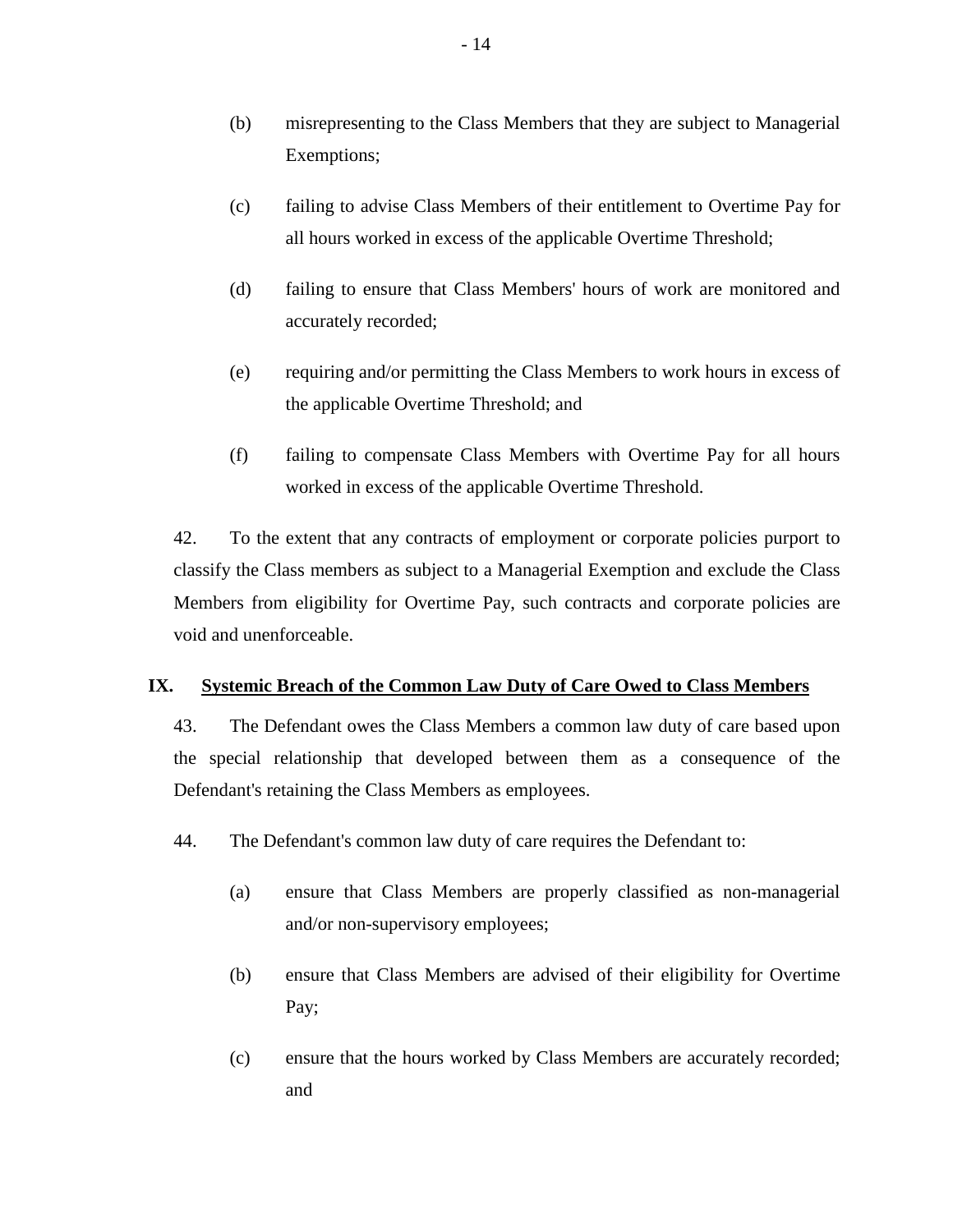(b) misrepresenting to the Class Members that they are subject to Managerial Exemptions;

(c) failing to advise Class Members of their entitlement to Overtime Pay for all hours worked in excess of the applicable Overtime Threshold;

(d) failing to ensure that Class Members' hours of work are monitored and accurately recorded;

(e) requiring and/or permitting the Class Members to work hours in excess of the applicable Overtime Threshold; and

(f) failing to compensate Class Members with Overtime Pay for all hours worked in excess of the applicable Overtime Threshold.

42. To the extent that any contracts of employment or corporate policies purport to classify the Class members as subject to a Managerial Exemption and exclude the Class Members from eligibility for Overtime Pay, such contracts and corporate policies are void and unenforceable.

## IX. <u>Systemic Breach of the Common Law Duty of Care Owed to Class Members</u>

43. The Defendant owes the Class Members a common law duty of care based upon the special relationship that developed between them as a consequence of the Defendant's retaining the Class Members as employees.

44. The Defendant's common law duty of care requires the Defendant to:

(a) ensure that Class Members are properly classified as non-managerial and/or non-supervisory employees;

(b) ensure that Class Members are advised of their eligibility for Overtime Pay;

(c) ensure that the hours worked by Class Members are accurately recorded; and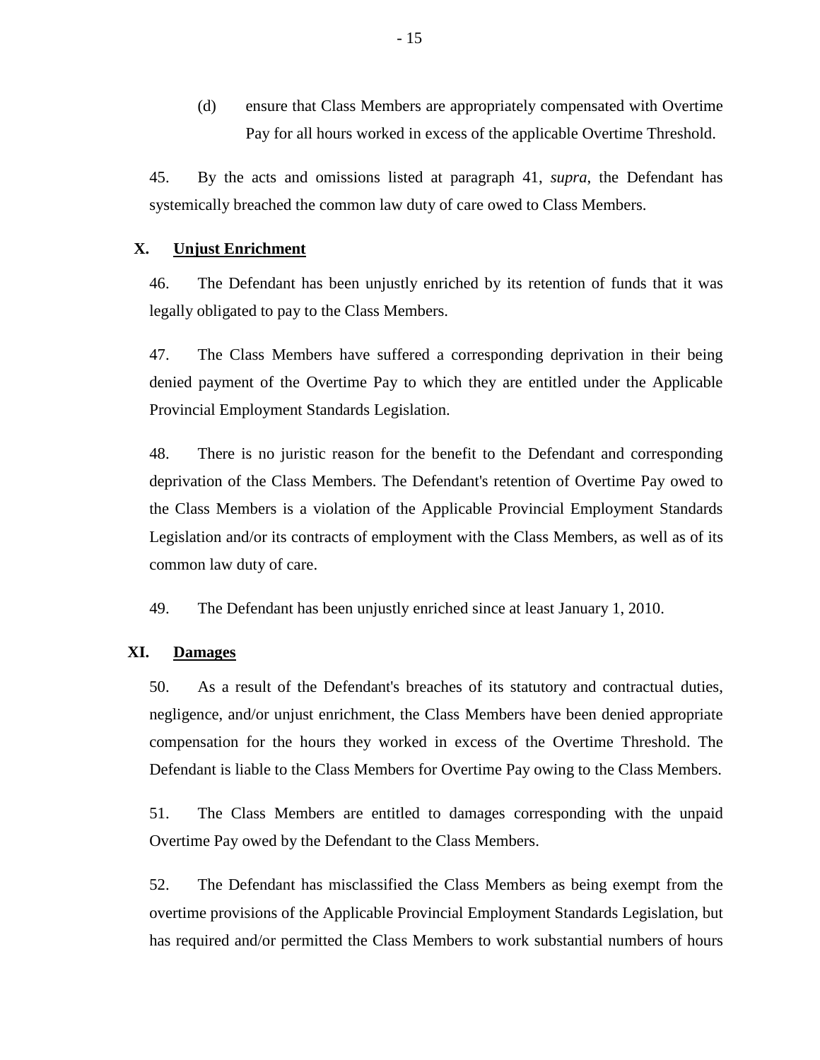(d) ensure that Class Members are appropriately compensated with Overtime Pay for all hours worked in excess of the applicable Overtime Threshold.

45. By the acts and omissions listed at paragraph 41, *supra*, the Defendant has systemically breached the common law duty of care owed to Class Members.

## X. <u>Unjust Enrichment</u>

46. The Defendant has been unjustly enriched by its retention of funds that it was legally obligated to pay to the Class Members.

47. The Class Members have suffered a corresponding deprivation in their being denied payment of the Overtime Pay to which they are entitled under the Applicable Provincial Employment Standards Legislation.

48. There is no juristic reason for the benefit to the Defendant and corresponding deprivation of the Class Members. The Defendant's retention of Overtime Pay owed to the Class Members is a violation of the Applicable Provincial Employment Standards Legislation and/or its contracts of employment with the Class Members, as well as of its common law duty of care.

49. The Defendant has been unjustly enriched since at least January 1, 2010.

## XI. <u>Damages</u>

50. As a result of the Defendant's breaches of its statutory and contractual duties, negligence, and/or unjust enrichment, the Class Members have been denied appropriate compensation for the hours they worked in excess of the Overtime Threshold. The Defendant is liable to the Class Members for Overtime Pay owing to the Class Members.

51. The Class Members are entitled to damages corresponding with the unpaid Overtime Pay owed by the Defendant to the Class Members.

52. The Defendant has misclassified the Class Members as being exempt from the overtime provisions of the Applicable Provincial Employment Standards Legislation, but has required and/or permitted the Class Members to work substantial numbers of hours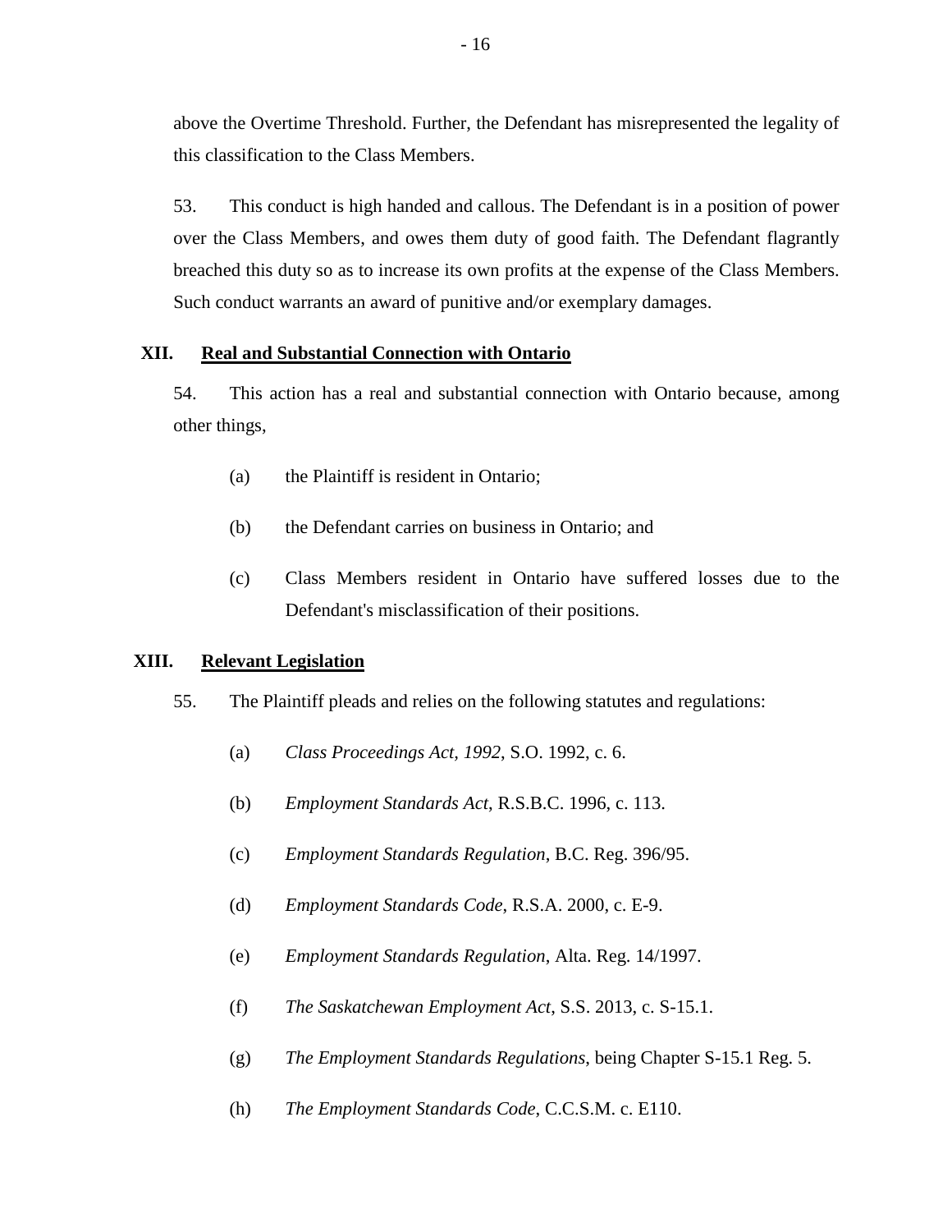above the Overtime Threshold. Further, the Defendant has misrepresented the legality of this classification to the Class Members.

53. This conduct is high handed and callous. The Defendant is in a position of power over the Class Members, and owes them duty of good faith. The Defendant flagrantly breached this duty so as to increase its own profits at the expense of the Class Members. Such conduct warrants an award of punitive and/or exemplary damages.

## XII. Real and Substantial Connection with Ontario

54. This action has a real and substantial connection with Ontario because, among other things,

(a) the Plaintiff is resident in Ontario;

(b) the Defendant carries on business in Ontario; and

(c) Class Members resident in Ontario have suffered losses due to the Defendant's misclassification of their positions.

## XIII. Relevant Legislation

55. The Plaintiff pleads and relies on the following statutes and regulations:

(a) *Class Proceedings Act, 1992*, S.O. 1992, c. 6.

(b) *Employment Standards Act*, R.S.B.C. 1996, c. 113.

(c) *Employment Standards Regulation*, B.C. Reg. 396/95.

(d) *Employment Standards Code*, R.S.A. 2000, c. E-9.

(e) *Employment Standards Regulation*, Alta. Reg. 14/1997.

(f) *The Saskatchewan Employment Act*, S.S. 2013, c. S-15.1.

(g) *The Employment Standards Regulations*, being Chapter S-15.1 Reg. 5.

(h) *The Employment Standards Code*, C.C.S.M. c. E110.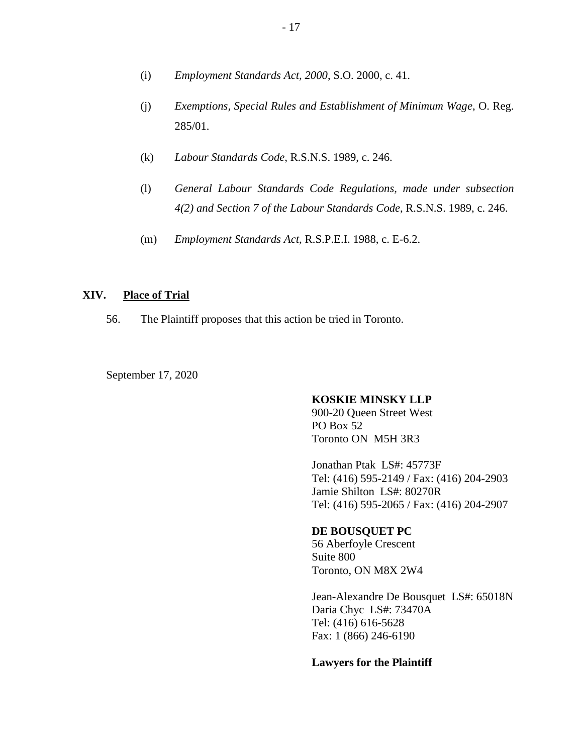(i) *Employment Standards Act, 2000*, S.O. 2000, c. 41.

(j) *Exemptions, Special Rules and Establishment of Minimum Wage*, O. Reg. 285/01.

(k) *Labour Standards Code*, R.S.N.S. 1989, c. 246.

(l) *General Labour Standards Code Regulations, made under subsection 4(2) and Section 7 of the Labour Standards Code*, R.S.N.S. 1989, c. 246.

(m) *Employment Standards Act*, R.S.P.E.I. 1988, c. E-6.2.

## XIV. Place of Trial

56. The Plaintiff proposes that this action be tried in Toronto.

September 17, 2020

**KOSKIE MINSKY LLP**
900-20 Queen Street West
PO Box 52
Toronto ON M5H 3R3

Jonathan Ptak LS#: 45773F
Tel: (416) 595-2149 / Fax: (416) 204-2903
Jamie Shilton LS#: 80270R
Tel: (416) 595-2065 / Fax: (416) 204-2907

**DE BOUSQUET PC**
56 Aberfoyle Crescent
Suite 800
Toronto, ON M8X 2W4

Jean-Alexandre De Bousquet LS#: 65018N
Daria Chyc LS#: 73470A
Tel: (416) 616-5628
Fax: 1 (866) 246-6190

**Lawyers for the Plaintiff**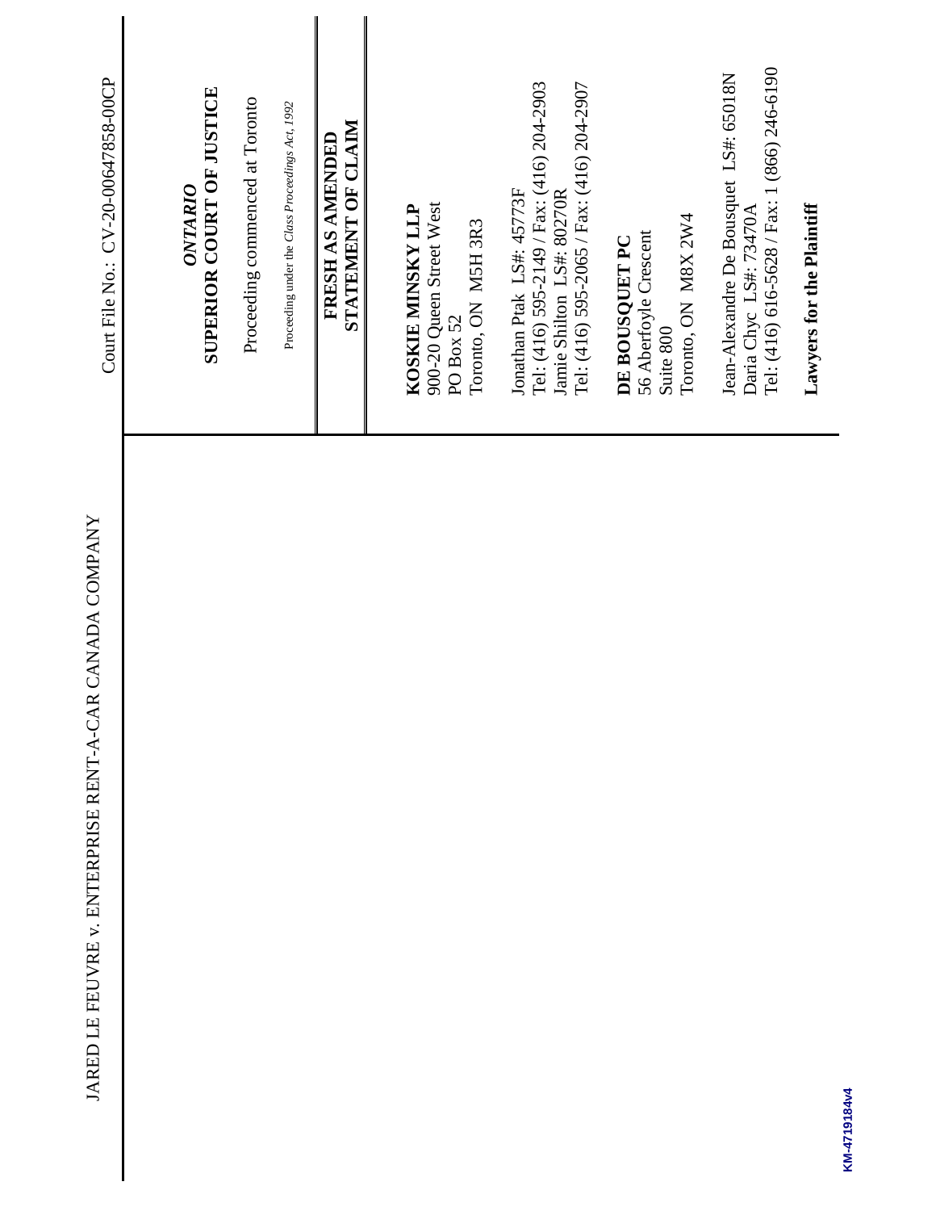JARED LE FEUVRE v. ENTERPRISE RENT-A-CAR CANADA COMPANY

Court File No.: CV-20-00647858-00CP

***ONTARIO***
**SUPERIOR COURT OF JUSTICE**

Proceeding commenced at Toronto

Proceeding under the *Class Proceedings Act, 1992*

**FRESH AS AMENDED**
**STATEMENT OF CLAIM**

**KOSKIE MINSKY LLP**
900-20 Queen Street West
PO Box 52
Toronto, ON M5H 3R3

Jonathan Ptak LS#: 45773F
Tel: (416) 595-2149 / Fax: (416) 204-2903
Jamie Shilton LS#: 80270R
Tel: (416) 595-2065 / Fax: (416) 204-2907

**DE BOUSQUET PC**
56 Aberfoyle Crescent
Suite 800
Toronto, ON M8X 2W4

Jean-Alexandre De Bousquet LS#: 65018N
Daria Chyc LS#: 73470A
Tel: (416) 616-5628 / Fax: 1 (866) 246-6190

**Lawyers for the Plaintiff**

KM-4719184v4